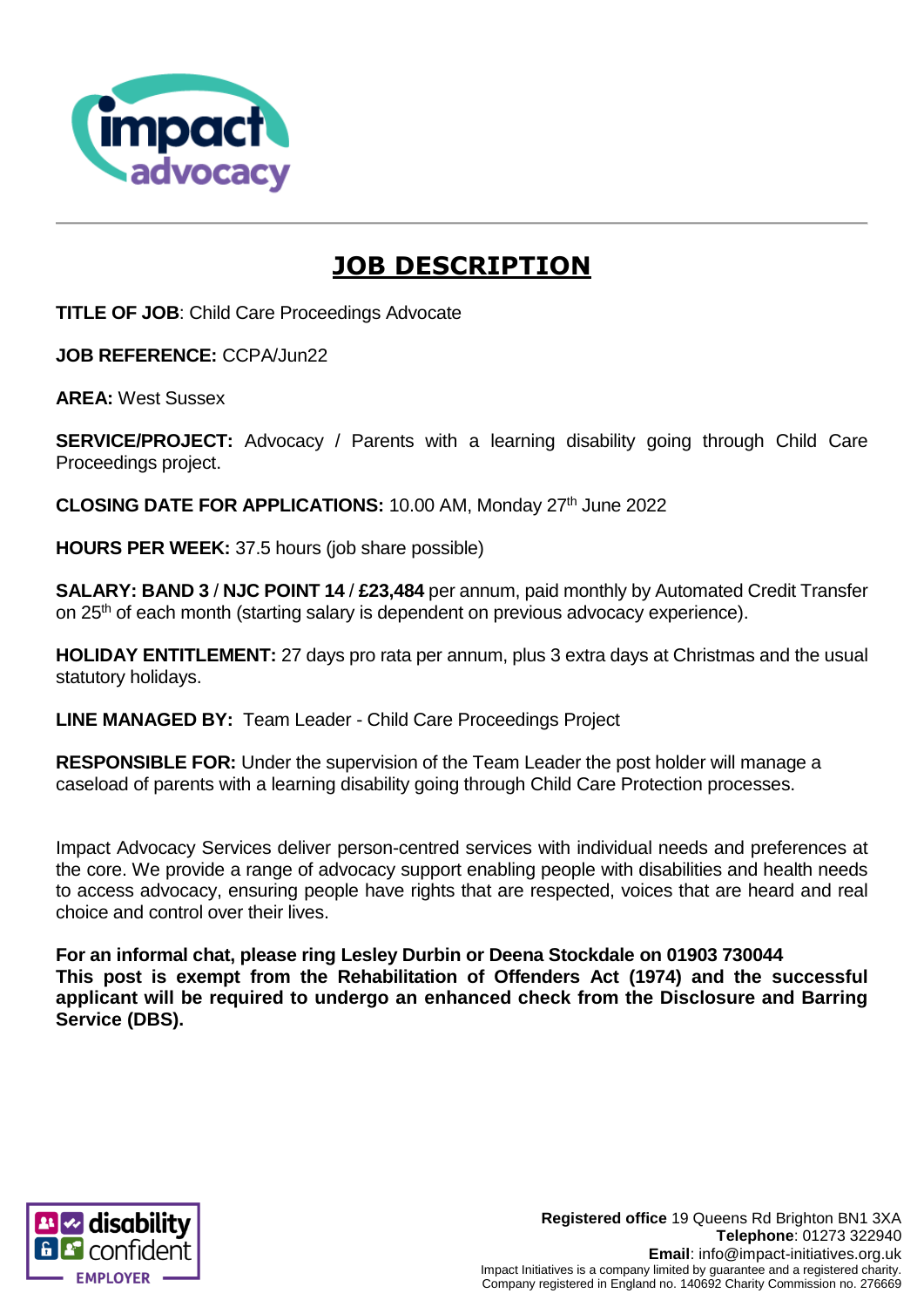# JOB DESCRIPTION

**TITLE OF JOB**: Child Care Proceedings Advocate

**JOB REFERENCE:** CCPA/Jun22

**AREA:** West Sussex

**SERVICE/PROJECT:** Advocacy / Parents with a learning disability going through Child Care Proceedings project.

**CLOSING DATE FOR APPLICATIONS:** 10.00 AM, Monday 27th June 2022

**HOURS PER WEEK:** 37.5 hours (job share possible)

**SALARY: BAND 3** / **NJC POINT 14** / **£23,484** per annum, paid monthly by Automated Credit Transfer on 25th of each month (starting salary is dependent on previous advocacy experience).

**HOLIDAY ENTITLEMENT:** 27 days pro rata per annum, plus 3 extra days at Christmas and the usual statutory holidays.

**LINE MANAGED BY:** Team Leader - Child Care Proceedings Project

**RESPONSIBLE FOR:** Under the supervision of the Team Leader the post holder will manage a caseload of parents with a learning disability going through Child Care Protection processes.

Impact Advocacy Services deliver person-centred services with individual needs and preferences at the core. We provide a range of advocacy support enabling people with disabilities and health needs to access advocacy, ensuring people have rights that are respected, voices that are heard and real choice and control over their lives.

**For an informal chat, please ring Lesley Durbin or Deena Stockdale on 01903 730044**
**This post is exempt from the Rehabilitation of Offenders Act (1974) and the successful applicant will be required to undergo an enhanced check from the Disclosure and Barring Service (DBS).**

**Registered office** 19 Queens Rd Brighton BN1 3XA
**Telephone**: 01273 322940
**Email**: info@impact-initiatives.org.uk
Impact Initiatives is a company limited by guarantee and a registered charity.
Company registered in England no. 140692 Charity Commission no. 276669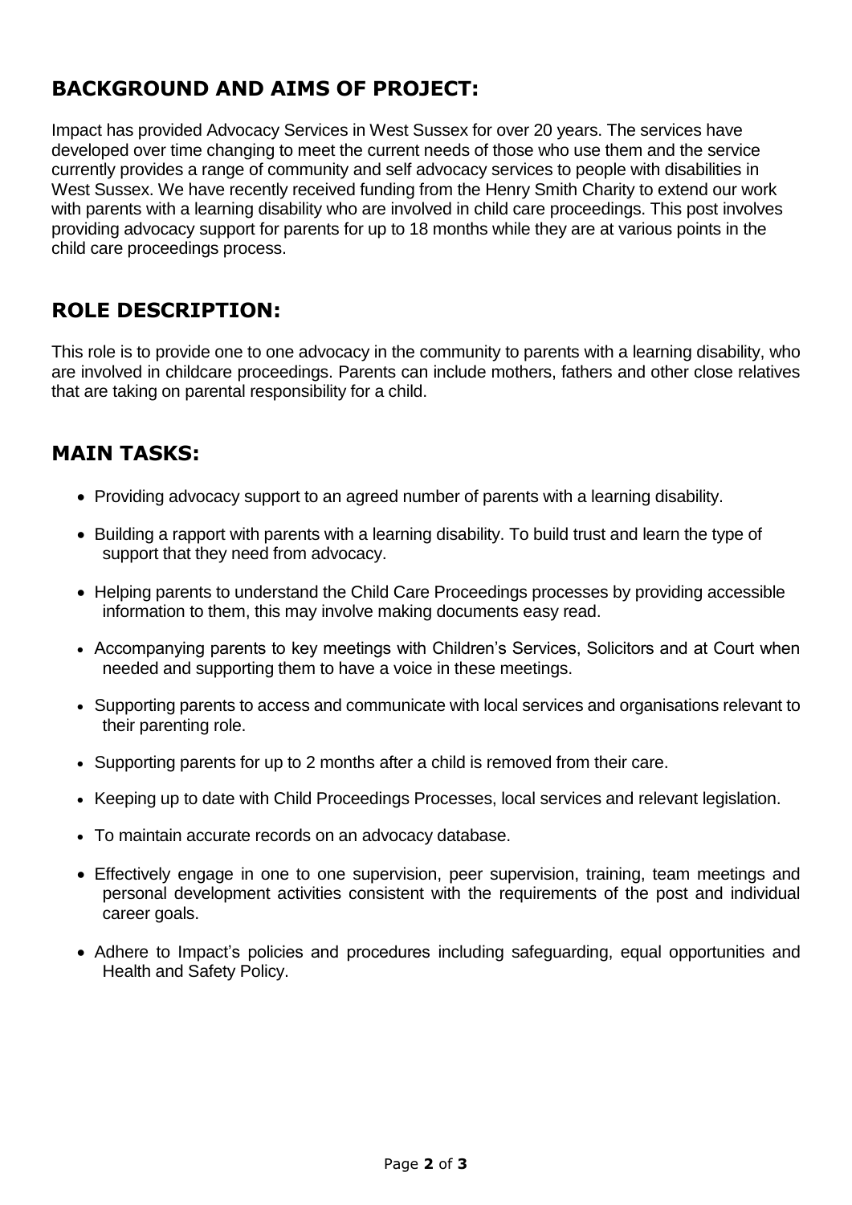## BACKGROUND AND AIMS OF PROJECT:

Impact has provided Advocacy Services in West Sussex for over 20 years. The services have developed over time changing to meet the current needs of those who use them and the service currently provides a range of community and self advocacy services to people with disabilities in West Sussex. We have recently received funding from the Henry Smith Charity to extend our work with parents with a learning disability who are involved in child care proceedings. This post involves providing advocacy support for parents for up to 18 months while they are at various points in the child care proceedings process.

## ROLE DESCRIPTION:

This role is to provide one to one advocacy in the community to parents with a learning disability, who are involved in childcare proceedings. Parents can include mothers, fathers and other close relatives that are taking on parental responsibility for a child.

## MAIN TASKS:

- Providing advocacy support to an agreed number of parents with a learning disability.
- Building a rapport with parents with a learning disability. To build trust and learn the type of support that they need from advocacy.
- Helping parents to understand the Child Care Proceedings processes by providing accessible information to them, this may involve making documents easy read.
- Accompanying parents to key meetings with Children's Services, Solicitors and at Court when needed and supporting them to have a voice in these meetings.
- Supporting parents to access and communicate with local services and organisations relevant to their parenting role.
- Supporting parents for up to 2 months after a child is removed from their care.
- Keeping up to date with Child Proceedings Processes, local services and relevant legislation.
- To maintain accurate records on an advocacy database.
- Effectively engage in one to one supervision, peer supervision, training, team meetings and personal development activities consistent with the requirements of the post and individual career goals.
- Adhere to Impact's policies and procedures including safeguarding, equal opportunities and Health and Safety Policy.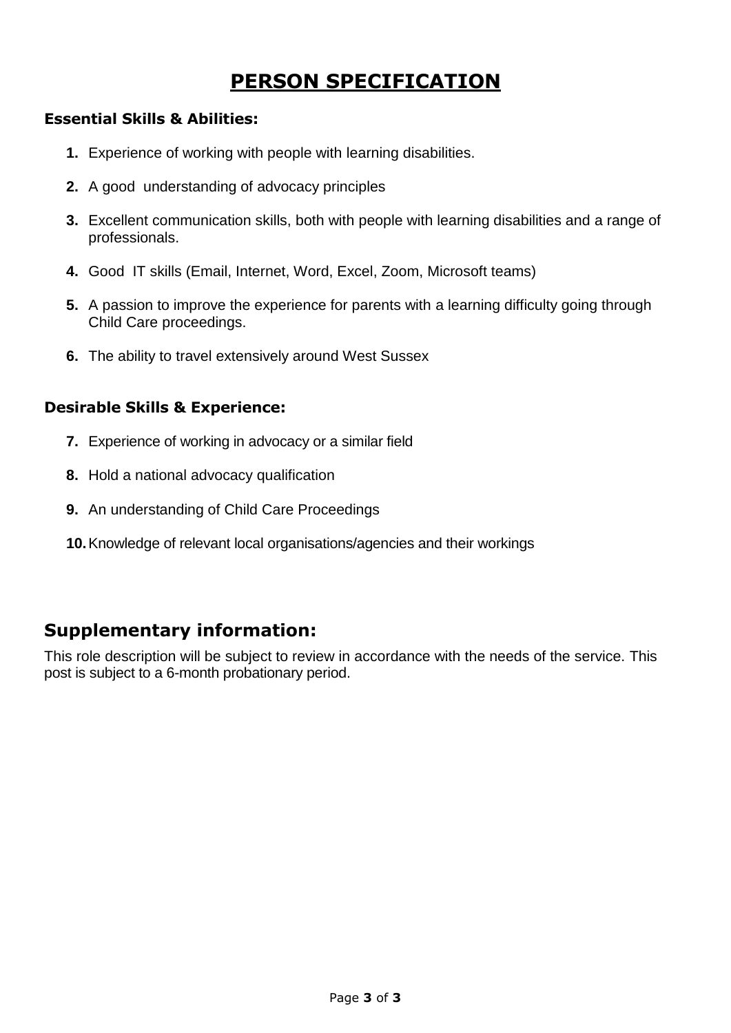# PERSON SPECIFICATION

### Essential Skills & Abilities:

1. Experience of working with people with learning disabilities.
2. A good understanding of advocacy principles
3. Excellent communication skills, both with people with learning disabilities and a range of professionals.
4. Good IT skills (Email, Internet, Word, Excel, Zoom, Microsoft teams)
5. A passion to improve the experience for parents with a learning difficulty going through Child Care proceedings.
6. The ability to travel extensively around West Sussex

### Desirable Skills & Experience:

7. Experience of working in advocacy or a similar field
8. Hold a national advocacy qualification
9. An understanding of Child Care Proceedings
10. Knowledge of relevant local organisations/agencies and their workings

## Supplementary information:

This role description will be subject to review in accordance with the needs of the service. This post is subject to a 6-month probationary period.